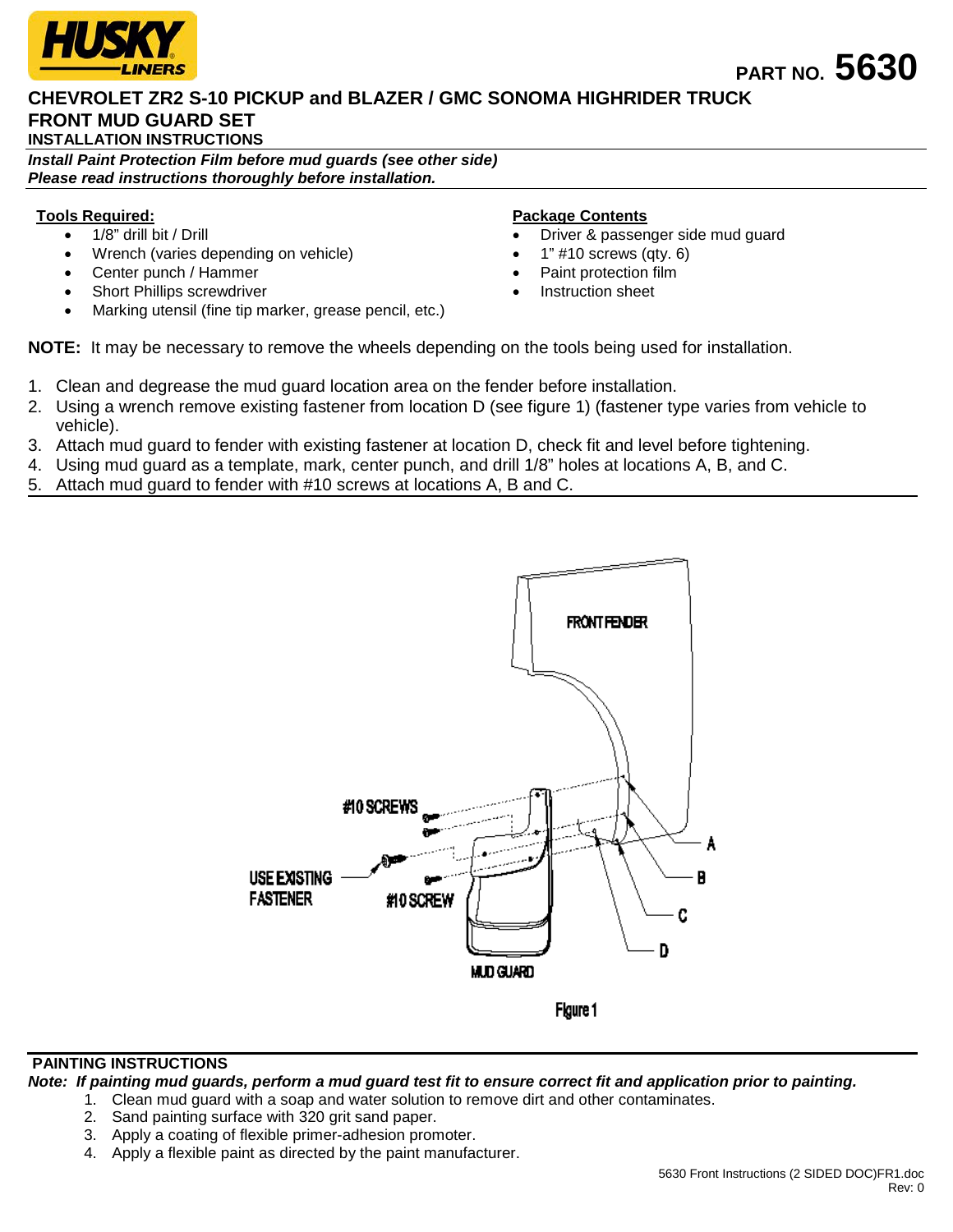**HUSKY LINERS**

**PART NO. 5630**

## CHEVROLET ZR2 S-10 PICKUP and BLAZER / GMC SONOMA HIGHRIDER TRUCK

## FRONT MUD GUARD SET

### INSTALLATION INSTRUCTIONS

***Install Paint Protection Film before mud guards (see other side)***
***Please read instructions thoroughly before installation.***

**Tools Required:**

- 1/8" drill bit / Drill
- Wrench (varies depending on vehicle)
- Center punch / Hammer
- Short Phillips screwdriver
- Marking utensil (fine tip marker, grease pencil, etc.)

**Package Contents**

- Driver & passenger side mud guard
- 1" #10 screws (qty. 6)
- Paint protection film
- Instruction sheet

**NOTE:** It may be necessary to remove the wheels depending on the tools being used for installation.

1. Clean and degrease the mud guard location area on the fender before installation.
2. Using a wrench remove existing fastener from location D (see figure 1) (fastener type varies from vehicle to vehicle).
3. Attach mud guard to fender with existing fastener at location D, check fit and level before tightening.
4. Using mud guard as a template, mark, center punch, and drill 1/8" holes at locations A, B, and C.
5. Attach mud guard to fender with #10 screws at locations A, B and C.

FRONT FENDER

#10 SCREWS

USE EXISTING FASTENER

#10 SCREW

MUD GUARD

A

B

C

D

Figure 1

### PAINTING INSTRUCTIONS

***Note: If painting mud guards, perform a mud guard test fit to ensure correct fit and application prior to painting.***

1. Clean mud guard with a soap and water solution to remove dirt and other contaminates.
2. Sand painting surface with 320 grit sand paper.
3. Apply a coating of flexible primer-adhesion promoter.
4. Apply a flexible paint as directed by the paint manufacturer.

5630 Front Instructions (2 SIDED DOC)FR1.doc
Rev: 0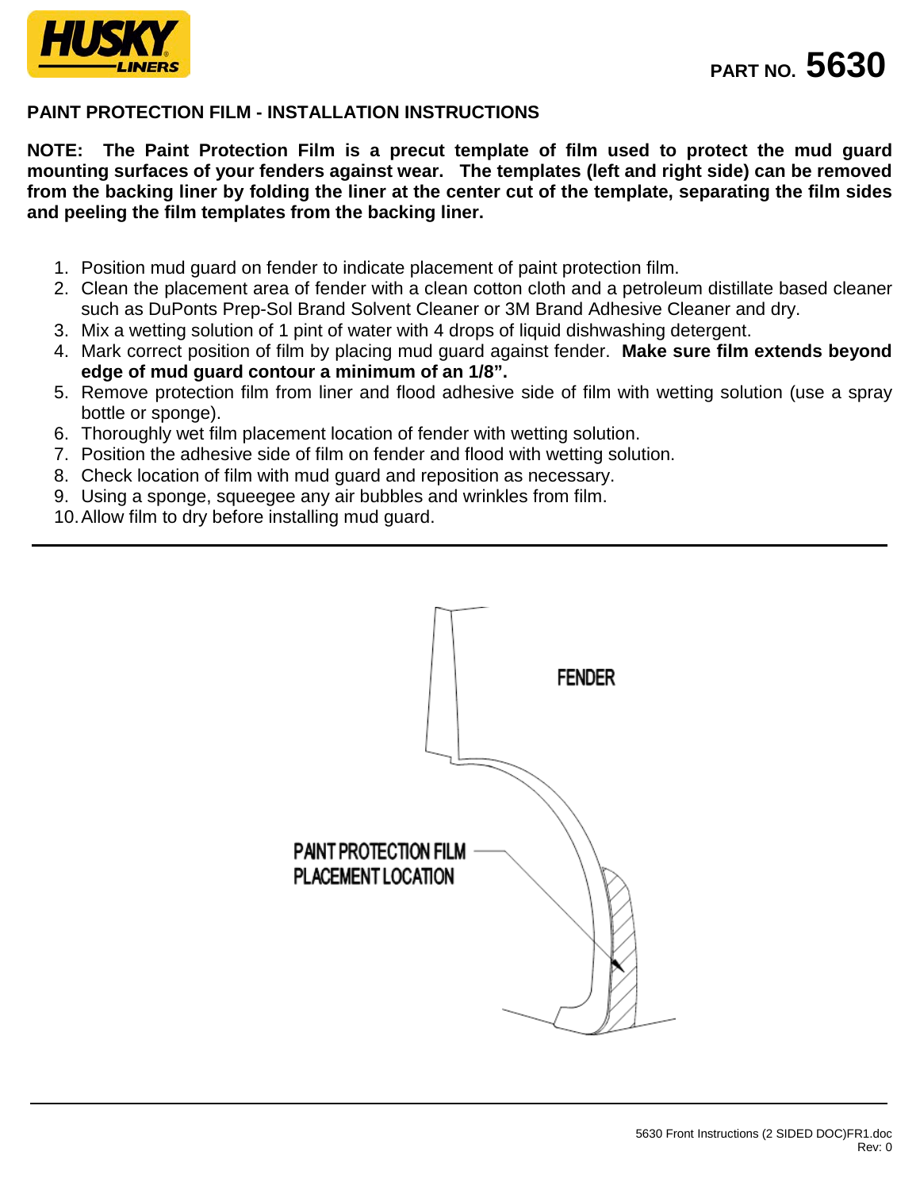**HUSKY LINERS**

**PART NO. 5630**

## PAINT PROTECTION FILM - INSTALLATION INSTRUCTIONS

**NOTE: The Paint Protection Film is a precut template of film used to protect the mud guard mounting surfaces of your fenders against wear. The templates (left and right side) can be removed from the backing liner by folding the liner at the center cut of the template, separating the film sides and peeling the film templates from the backing liner.**

1. Position mud guard on fender to indicate placement of paint protection film.
2. Clean the placement area of fender with a clean cotton cloth and a petroleum distillate based cleaner such as DuPonts Prep-Sol Brand Solvent Cleaner or 3M Brand Adhesive Cleaner and dry.
3. Mix a wetting solution of 1 pint of water with 4 drops of liquid dishwashing detergent.
4. Mark correct position of film by placing mud guard against fender. **Make sure film extends beyond edge of mud guard contour a minimum of an 1/8".**
5. Remove protection film from liner and flood adhesive side of film with wetting solution (use a spray bottle or sponge).
6. Thoroughly wet film placement location of fender with wetting solution.
7. Position the adhesive side of film on fender and flood with wetting solution.
8. Check location of film with mud guard and reposition as necessary.
9. Using a sponge, squeegee any air bubbles and wrinkles from film.
10. Allow film to dry before installing mud guard.

---

FENDER

PAINT PROTECTION FILM
PLACEMENT LOCATION

---

5630 Front Instructions (2 SIDED DOC)FR1.doc
Rev: 0